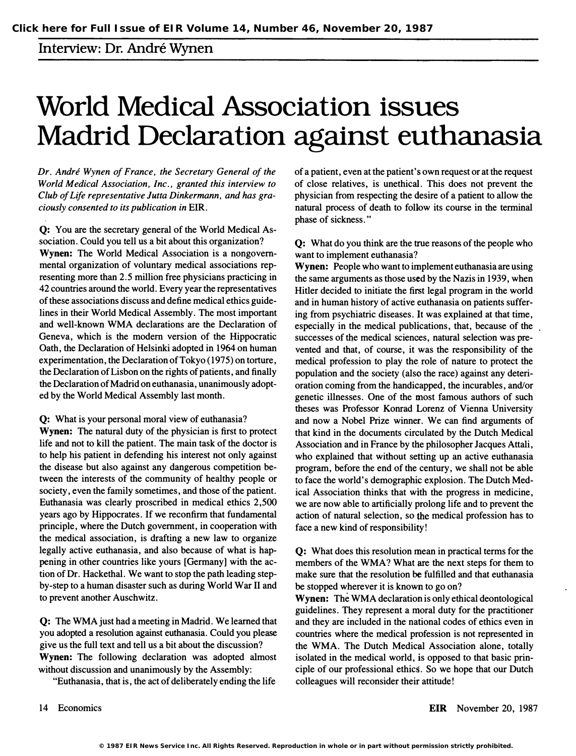Interview: Dr. André Wynen

# World Medical Association issues Madrid Declaration against euthanasia

*Dr. André Wynen of France, the Secretary General of the World Medical Association, Inc., granted this interview to Club of Life representative Jutta Dinkermann, and has graciously consented to its publication in* EIR.

**Q:** You are the secretary general of the World Medical Association. Could you tell us a bit about this organization?

**Wynen:** The World Medical Association is a nongovernmental organization of voluntary medical associations representing more than 2.5 million free physicians practicing in 42 countries around the world. Every year the representatives of these associations discuss and define medical ethics guidelines in their World Medical Assembly. The most important and well-known WMA declarations are the Declaration of Geneva, which is the modern version of the Hippocratic Oath, the Declaration of Helsinki adopted in 1964 on human experimentation, the Declaration of Tokyo (1975) on torture, the Declaration of Lisbon on the rights of patients, and finally the Declaration of Madrid on euthanasia, unanimously adopted by the World Medical Assembly last month.

**Q:** What is your personal moral view of euthanasia?

**Wynen:** The natural duty of the physician is first to protect life and not to kill the patient. The main task of the doctor is to help his patient in defending his interest not only against the disease but also against any dangerous competition between the interests of the community of healthy people or society, even the family sometimes, and those of the patient. Euthanasia was clearly proscribed in medical ethics 2,500 years ago by Hippocrates. If we reconfirm that fundamental principle, where the Dutch government, in cooperation with the medical association, is drafting a new law to organize legally active euthanasia, and also because of what is happening in other countries like yours [Germany] with the action of Dr. Hackethal. We want to stop the path leading step-by-step to a human disaster such as during World War II and to prevent another Auschwitz.

**Q:** The WMA just had a meeting in Madrid. We learned that you adopted a resolution against euthanasia. Could you please give us the full text and tell us a bit about the discussion?

**Wynen:** The following declaration was adopted almost without discussion and unanimously by the Assembly:

"Euthanasia, that is, the act of deliberately ending the life of a patient, even at the patient's own request or at the request of close relatives, is unethical. This does not prevent the physician from respecting the desire of a patient to allow the natural process of death to follow its course in the terminal phase of sickness."

**Q:** What do you think are the true reasons of the people who want to implement euthanasia?

**Wynen:** People who want to implement euthanasia are using the same arguments as those used by the Nazis in 1939, when Hitler decided to initiate the first legal program in the world and in human history of active euthanasia on patients suffering from psychiatric diseases. It was explained at that time, especially in the medical publications, that, because of the successes of the medical sciences, natural selection was prevented and that, of course, it was the responsibility of the medical profession to play the role of nature to protect the population and the society (also the race) against any deterioration coming from the handicapped, the incurables, and/or genetic illnesses. One of the most famous authors of such theses was Professor Konrad Lorenz of Vienna University and now a Nobel Prize winner. We can find arguments of that kind in the documents circulated by the Dutch Medical Association and in France by the philosopher Jacques Attali, who explained that without setting up an active euthanasia program, before the end of the century, we shall not be able to face the world's demographic explosion. The Dutch Medical Association thinks that with the progress in medicine, we are now able to artificially prolong life and to prevent the action of natural selection, so the medical profession has to face a new kind of responsibility!

**Q:** What does this resolution mean in practical terms for the members of the WMA? What are the next steps for them to make sure that the resolution be fulfilled and that euthanasia be stopped wherever it is known to go on?

**Wynen:** The WMA declaration is only ethical deontological guidelines. They represent a moral duty for the practitioner and they are included in the national codes of ethics even in countries where the medical profession is not represented in the WMA. The Dutch Medical Association alone, totally isolated in the medical world, is opposed to that basic principle of our professional ethics. So we hope that our Dutch colleagues will reconsider their attitude!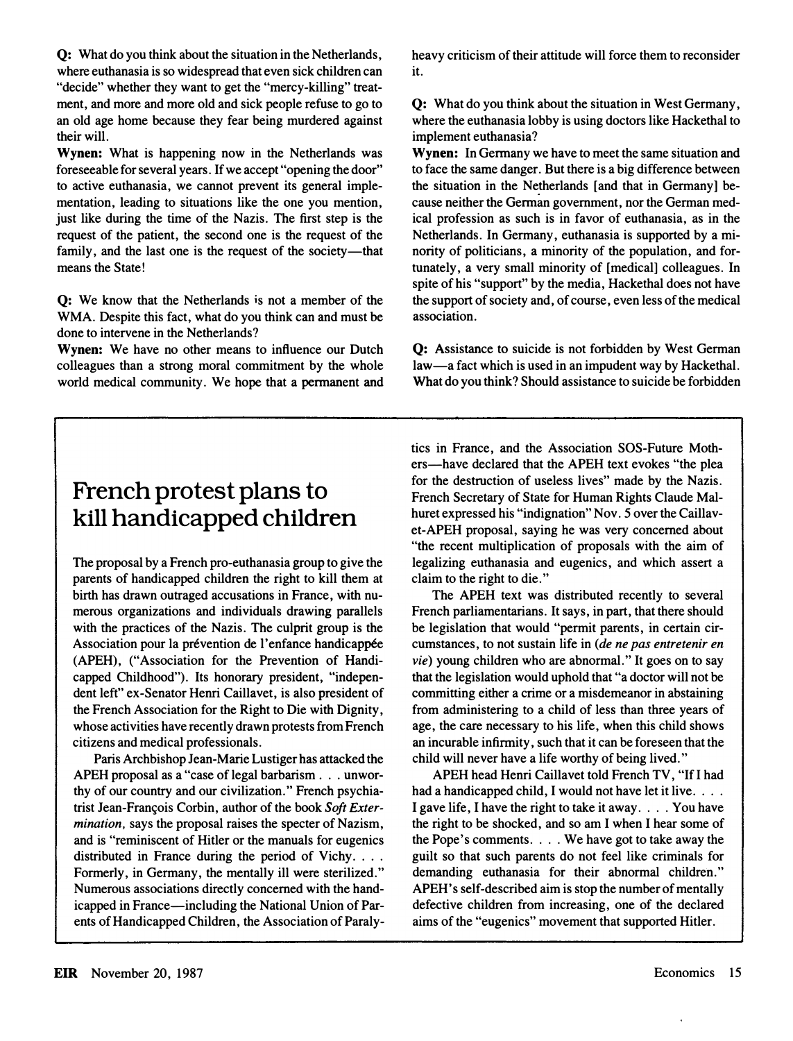**Q:** What do you think about the situation in the Netherlands, where euthanasia is so widespread that even sick children can "decide" whether they want to get the "mercy-killing" treatment, and more and more old and sick people refuse to go to an old age home because they fear being murdered against their will.

**Wynen:** What is happening now in the Netherlands was foreseeable for several years. If we accept "opening the door" to active euthanasia, we cannot prevent its general implementation, leading to situations like the one you mention, just like during the time of the Nazis. The first step is the request of the patient, the second one is the request of the family, and the last one is the request of the society—that means the State!

**Q:** We know that the Netherlands is not a member of the WMA. Despite this fact, what do you think can and must be done to intervene in the Netherlands?

**Wynen:** We have no other means to influence our Dutch colleagues than a strong moral commitment by the whole world medical community. We hope that a permanent and heavy criticism of their attitude will force them to reconsider it.

**Q:** What do you think about the situation in West Germany, where the euthanasia lobby is using doctors like Hackethal to implement euthanasia?

**Wynen:** In Germany we have to meet the same situation and to face the same danger. But there is a big difference between the situation in the Netherlands [and that in Germany] because neither the German government, nor the German medical profession as such is in favor of euthanasia, as in the Netherlands. In Germany, euthanasia is supported by a minority of politicians, a minority of the population, and fortunately, a very small minority of [medical] colleagues. In spite of his "support" by the media, Hackethal does not have the support of society and, of course, even less of the medical association.

**Q:** Assistance to suicide is not forbidden by West German law—a fact which is used in an impudent way by Hackethal. What do you think? Should assistance to suicide be forbidden

# French protest plans to kill handicapped children

The proposal by a French pro-euthanasia group to give the parents of handicapped children the right to kill them at birth has drawn outraged accusations in France, with numerous organizations and individuals drawing parallels with the practices of the Nazis. The culprit group is the Association pour la prévention de l'enfance handicappée (APEH), ("Association for the Prevention of Handicapped Childhood"). Its honorary president, "independent left" ex-Senator Henri Caillavet, is also president of the French Association for the Right to Die with Dignity, whose activities have recently drawn protests from French citizens and medical professionals.

Paris Archbishop Jean-Marie Lustiger has attacked the APEH proposal as a "case of legal barbarism . . . unworthy of our country and our civilization." French psychiatrist Jean-François Corbin, author of the book *Soft Extermination*, says the proposal raises the specter of Nazism, and is "reminiscent of Hitler or the manuals for eugenics distributed in France during the period of Vichy. . . . Formerly, in Germany, the mentally ill were sterilized." Numerous associations directly concerned with the handicapped in France—including the National Union of Parents of Handicapped Children, the Association of Paralytics in France, and the Association SOS-Future Mothers—have declared that the APEH text evokes "the plea for the destruction of useless lives" made by the Nazis. French Secretary of State for Human Rights Claude Malhuret expressed his "indignation" Nov. 5 over the Caillavet-APEH proposal, saying he was very concerned about "the recent multiplication of proposals with the aim of legalizing euthanasia and eugenics, and which assert a claim to the right to die."

The APEH text was distributed recently to several French parliamentarians. It says, in part, that there should be legislation that would "permit parents, in certain circumstances, to not sustain life in (*de ne pas entretenir en vie*) young children who are abnormal." It goes on to say that the legislation would uphold that "a doctor will not be committing either a crime or a misdemeanor in abstaining from administering to a child of less than three years of age, the care necessary to his life, when this child shows an incurable infirmity, such that it can be foreseen that the child will never have a life worthy of being lived."

APEH head Henri Caillavet told French TV, "If I had had a handicapped child, I would not have let it live. . . . I gave life, I have the right to take it away. . . . You have the right to be shocked, and so am I when I hear some of the Pope's comments. . . . We have got to take away the guilt so that such parents do not feel like criminals for demanding euthanasia for their abnormal children." APEH's self-described aim is stop the number of mentally defective children from increasing, one of the declared aims of the "eugenics" movement that supported Hitler.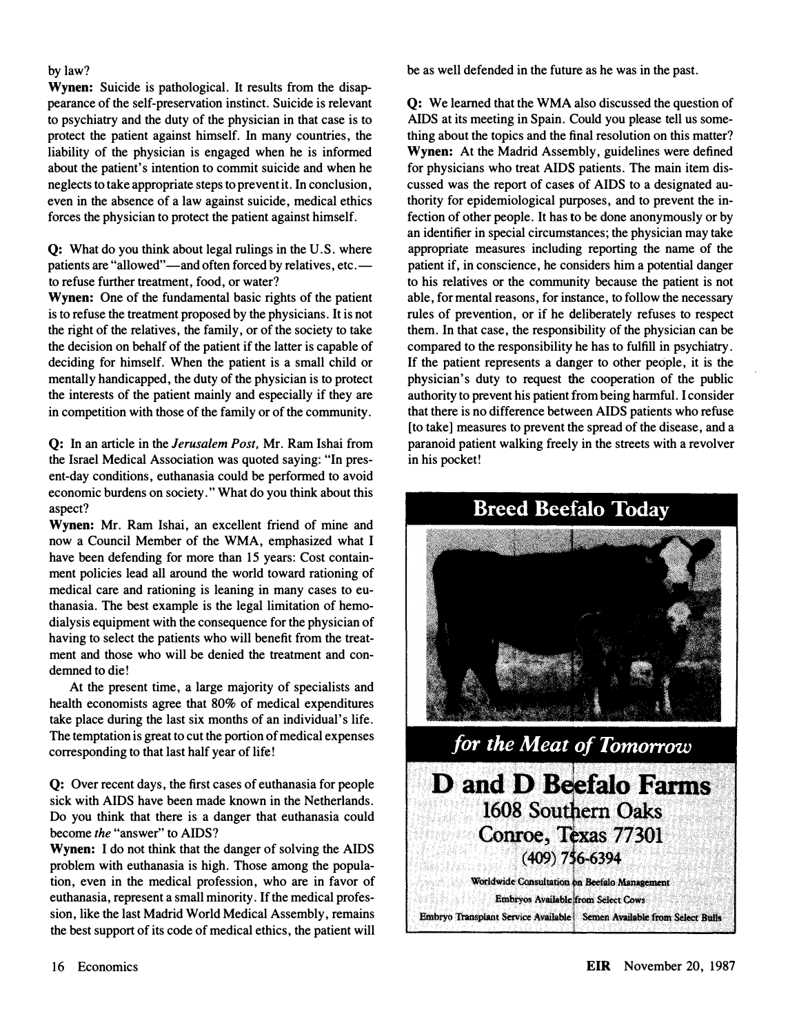by law?

**Wynen:** Suicide is pathological. It results from the disappearance of the self-preservation instinct. Suicide is relevant to psychiatry and the duty of the physician in that case is to protect the patient against himself. In many countries, the liability of the physician is engaged when he is informed about the patient's intention to commit suicide and when he neglects to take appropriate steps to prevent it. In conclusion, even in the absence of a law against suicide, medical ethics forces the physician to protect the patient against himself.

**Q:** What do you think about legal rulings in the U.S. where patients are "allowed"—and often forced by relatives, etc.—to refuse further treatment, food, or water?

**Wynen:** One of the fundamental basic rights of the patient is to refuse the treatment proposed by the physicians. It is not the right of the relatives, the family, or of the society to take the decision on behalf of the patient if the latter is capable of deciding for himself. When the patient is a small child or mentally handicapped, the duty of the physician is to protect the interests of the patient mainly and especially if they are in competition with those of the family or of the community.

**Q:** In an article in the *Jerusalem Post,* Mr. Ram Ishai from the Israel Medical Association was quoted saying: "In present-day conditions, euthanasia could be performed to avoid economic burdens on society." What do you think about this aspect?

**Wynen:** Mr. Ram Ishai, an excellent friend of mine and now a Council Member of the WMA, emphasized what I have been defending for more than 15 years: Cost containment policies lead all around the world toward rationing of medical care and rationing is leaning in many cases to euthanasia. The best example is the legal limitation of hemodialysis equipment with the consequence for the physician of having to select the patients who will benefit from the treatment and those who will be denied the treatment and condemned to die!

At the present time, a large majority of specialists and health economists agree that 80% of medical expenditures take place during the last six months of an individual's life. The temptation is great to cut the portion of medical expenses corresponding to that last half year of life!

**Q:** Over recent days, the first cases of euthanasia for people sick with AIDS have been made known in the Netherlands. Do you think that there is a danger that euthanasia could become *the* "answer" to AIDS?

**Wynen:** I do not think that the danger of solving the AIDS problem with euthanasia is high. Those among the population, even in the medical profession, who are in favor of euthanasia, represent a small minority. If the medical profession, like the last Madrid World Medical Assembly, remains the best support of its code of medical ethics, the patient will be as well defended in the future as he was in the past.

**Q:** We learned that the WMA also discussed the question of AIDS at its meeting in Spain. Could you please tell us something about the topics and the final resolution on this matter?

**Wynen:** At the Madrid Assembly, guidelines were defined for physicians who treat AIDS patients. The main item discussed was the report of cases of AIDS to a designated authority for epidemiological purposes, and to prevent the infection of other people. It has to be done anonymously or by an identifier in special circumstances; the physician may take appropriate measures including reporting the name of the patient if, in conscience, he considers him a potential danger to his relatives or the community because the patient is not able, for mental reasons, for instance, to follow the necessary rules of prevention, or if he deliberately refuses to respect them. In that case, the responsibility of the physician can be compared to the responsibility he has to fulfill in psychiatry. If the patient represents a danger to other people, it is the physician's duty to request the cooperation of the public authority to prevent his patient from being harmful. I consider that there is no difference between AIDS patients who refuse [to take] measures to prevent the spread of the disease, and a paranoid patient walking freely in the streets with a revolver in his pocket!

## Breed Beefalo Today

*for the Meat of Tomorrow*

**D and D Beefalo Farms**
1608 Southern Oaks
Conroe, Texas 77301
(409) 756-6394

Worldwide Consultation on Beefalo Management
Embryos Available from Select Cows
Embryo Transplant Service Available | Semen Available from Select Bulls